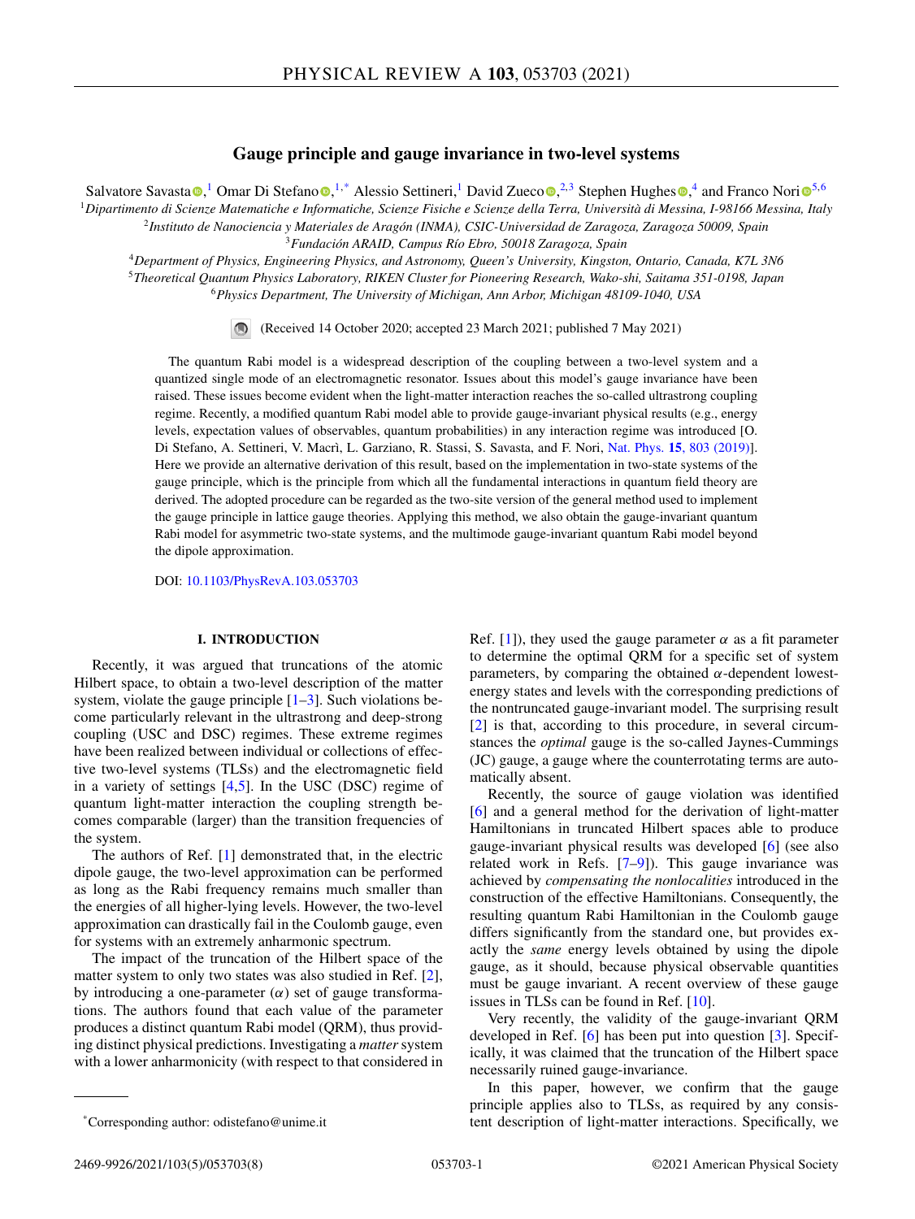# Gauge principle and gauge invariance in two-level systems

Salvatore Savasta,[1] Omar Di Stefano,[1,*] Alessio Settineri,[1] David Zueco,[2,3] Stephen Hughes,[4] and Franco Nori[5,6]

[1]Dipartimento di Scienze Matematiche e Informatiche, Scienze Fisiche e Scienze della Terra, Università di Messina, I-98166 Messina, Italy
[2]Instituto de Nanociencia y Materiales de Aragón (INMA), CSIC-Universidad de Zaragoza, Zaragoza 50009, Spain
[3]Fundación ARAID, Campus Río Ebro, 50018 Zaragoza, Spain
[4]Department of Physics, Engineering Physics, and Astronomy, Queen's University, Kingston, Ontario, Canada, K7L 3N6
[5]Theoretical Quantum Physics Laboratory, RIKEN Cluster for Pioneering Research, Wako-shi, Saitama 351-0198, Japan
[6]Physics Department, The University of Michigan, Ann Arbor, Michigan 48109-1040, USA

(Received 14 October 2020; accepted 23 March 2021; published 7 May 2021)

The quantum Rabi model is a widespread description of the coupling between a two-level system and a quantized single mode of an electromagnetic resonator. Issues about this model's gauge invariance have been raised. These issues become evident when the light-matter interaction reaches the so-called ultrastrong coupling regime. Recently, a modified quantum Rabi model able to provide gauge-invariant physical results (e.g., energy levels, expectation values of observables, quantum probabilities) in any interaction regime was introduced [O. Di Stefano, A. Settineri, V. Macrì, L. Garziano, R. Stassi, S. Savasta, and F. Nori, Nat. Phys. **15**, 803 (2019)]. Here we provide an alternative derivation of this result, based on the implementation in two-state systems of the gauge principle, which is the principle from which all the fundamental interactions in quantum field theory are derived. The adopted procedure can be regarded as the two-site version of the general method used to implement the gauge principle in lattice gauge theories. Applying this method, we also obtain the gauge-invariant quantum Rabi model for asymmetric two-state systems, and the multimode gauge-invariant quantum Rabi model beyond the dipole approximation.

DOI: 10.1103/PhysRevA.103.053703

## I. INTRODUCTION

Recently, it was argued that truncations of the atomic Hilbert space, to obtain a two-level description of the matter system, violate the gauge principle [1–3]. Such violations become particularly relevant in the ultrastrong and deep-strong coupling (USC and DSC) regimes. These extreme regimes have been realized between individual or collections of effective two-level systems (TLSs) and the electromagnetic field in a variety of settings [4,5]. In the USC (DSC) regime of quantum light-matter interaction the coupling strength becomes comparable (larger) than the transition frequencies of the system.

The authors of Ref. [1] demonstrated that, in the electric dipole gauge, the two-level approximation can be performed as long as the Rabi frequency remains much smaller than the energies of all higher-lying levels. However, the two-level approximation can drastically fail in the Coulomb gauge, even for systems with an extremely anharmonic spectrum.

The impact of the truncation of the Hilbert space of the matter system to only two states was also studied in Ref. [2], by introducing a one-parameter ($\alpha$) set of gauge transformations. The authors found that each value of the parameter produces a distinct quantum Rabi model (QRM), thus providing distinct physical predictions. Investigating a *matter* system with a lower anharmonicity (with respect to that considered in Ref. [1]), they used the gauge parameter $\alpha$ as a fit parameter to determine the optimal QRM for a specific set of system parameters, by comparing the obtained $\alpha$-dependent lowest-energy states and levels with the corresponding predictions of the nontruncated gauge-invariant model. The surprising result [2] is that, according to this procedure, in several circumstances the *optimal* gauge is the so-called Jaynes-Cummings (JC) gauge, a gauge where the counterrotating terms are automatically absent.

Recently, the source of gauge violation was identified [6] and a general method for the derivation of light-matter Hamiltonians in truncated Hilbert spaces able to produce gauge-invariant physical results was developed [6] (see also related work in Refs. [7–9]). This gauge invariance was achieved by *compensating the nonlocalities* introduced in the construction of the effective Hamiltonians. Consequently, the resulting quantum Rabi Hamiltonian in the Coulomb gauge differs significantly from the standard one, but provides exactly the *same* energy levels obtained by using the dipole gauge, as it should, because physical observable quantities must be gauge invariant. A recent overview of these gauge issues in TLSs can be found in Ref. [10].

Very recently, the validity of the gauge-invariant QRM developed in Ref. [6] has been put into question [3]. Specifically, it was claimed that the truncation of the Hilbert space necessarily ruined gauge-invariance.

In this paper, however, we confirm that the gauge principle applies also to TLSs, as required by any consistent description of light-matter interactions. Specifically, we

*Corresponding author: odistefano@unime.it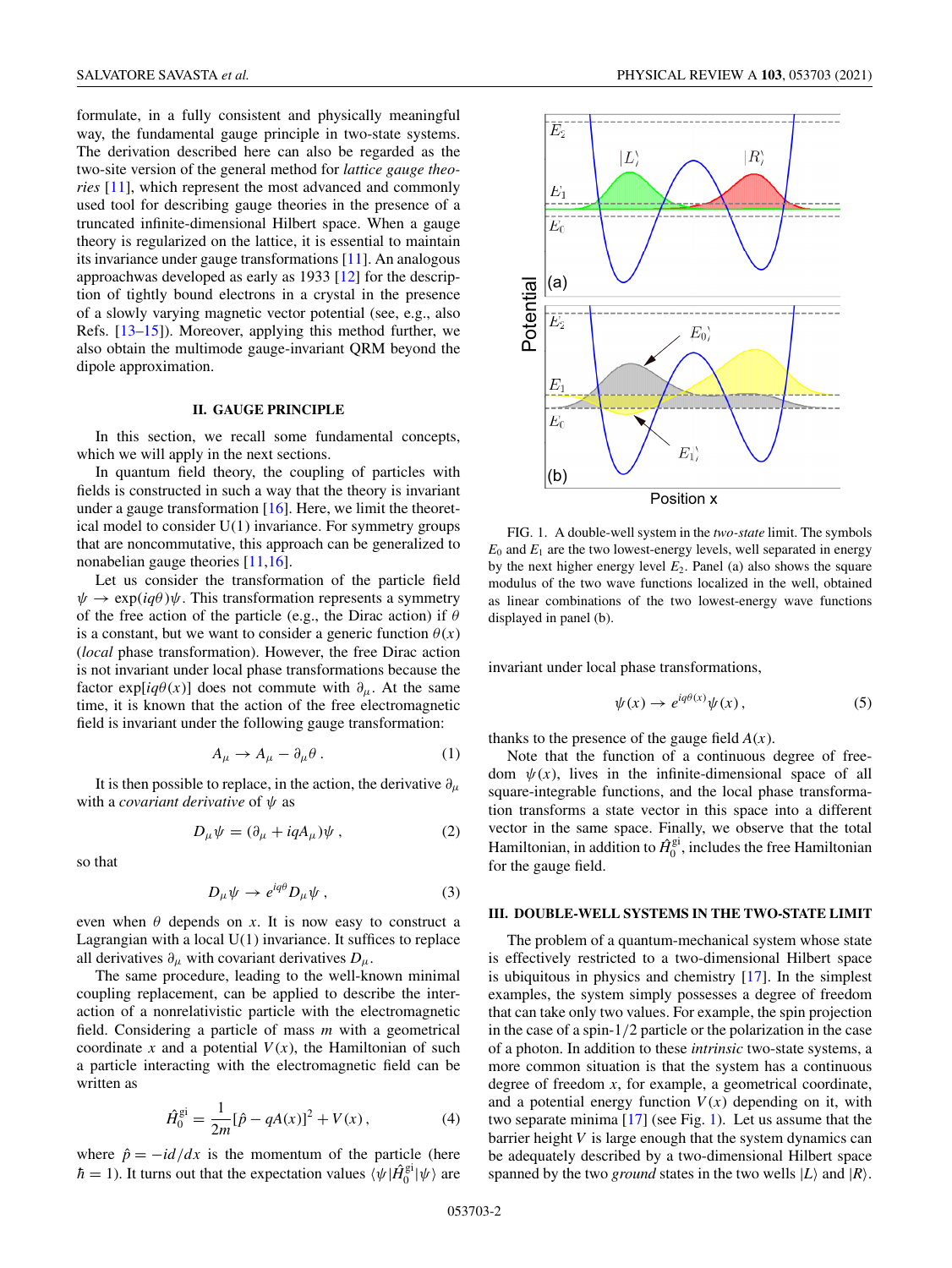formulate, in a fully consistent and physically meaningful way, the fundamental gauge principle in two-state systems. The derivation described here can also be regarded as the two-site version of the general method for *lattice gauge theories* [11], which represent the most advanced and commonly used tool for describing gauge theories in the presence of a truncated infinite-dimensional Hilbert space. When a gauge theory is regularized on the lattice, it is essential to maintain its invariance under gauge transformations [11]. An analogous approachwas developed as early as 1933 [12] for the description of tightly bound electrons in a crystal in the presence of a slowly varying magnetic vector potential (see, e.g., also Refs. [13–15]). Moreover, applying this method further, we also obtain the multimode gauge-invariant QRM beyond the dipole approximation.

## II. GAUGE PRINCIPLE

In this section, we recall some fundamental concepts, which we will apply in the next sections.

In quantum field theory, the coupling of particles with fields is constructed in such a way that the theory is invariant under a gauge transformation [16]. Here, we limit the theoretical model to consider U(1) invariance. For symmetry groups that are noncommutative, this approach can be generalized to nonabelian gauge theories [11,16].

Let us consider the transformation of the particle field $\psi \to \exp(iq\theta)\psi$. This transformation represents a symmetry of the free action of the particle (e.g., the Dirac action) if $\theta$ is a constant, but we want to consider a generic function $\theta(x)$ (*local* phase transformation). However, the free Dirac action is not invariant under local phase transformations because the factor $\exp[iq\theta(x)]$ does not commute with $\partial_\mu$. At the same time, it is known that the action of the free electromagnetic field is invariant under the following gauge transformation:

$$A_\mu \to A_\mu - \partial_\mu \theta \,. \tag{1}$$

It is then possible to replace, in the action, the derivative $\partial_\mu$ with a *covariant derivative* of $\psi$ as

$$D_\mu \psi = (\partial_\mu + iqA_\mu)\psi \,, \tag{2}$$

so that

$$D_\mu \psi \to e^{iq\theta} D_\mu \psi \,, \tag{3}$$

even when $\theta$ depends on $x$. It is now easy to construct a Lagrangian with a local U(1) invariance. It suffices to replace all derivatives $\partial_\mu$ with covariant derivatives $D_\mu$.

The same procedure, leading to the well-known minimal coupling replacement, can be applied to describe the interaction of a nonrelativistic particle with the electromagnetic field. Considering a particle of mass $m$ with a geometrical coordinate $x$ and a potential $V(x)$, the Hamiltonian of such a particle interacting with the electromagnetic field can be written as

$$\hat{H}_0^{\rm gi} = \frac{1}{2m}[\hat{p} - qA(x)]^2 + V(x) \,, \tag{4}$$

where $\hat{p} = -id/dx$ is the momentum of the particle (here $\hbar = 1$). It turns out that the expectation values $\langle \psi | \hat{H}_0^{\rm gi} | \psi \rangle$ are invariant under local phase transformations,

$$\psi(x) \to e^{iq\theta(x)}\psi(x) \,, \tag{5}$$

thanks to the presence of the gauge field $A(x)$.

Note that the function of a continuous degree of freedom $\psi(x)$, lives in the infinite-dimensional space of all square-integrable functions, and the local phase transformation transforms a state vector in this space into a different vector in the same space. Finally, we observe that the total Hamiltonian, in addition to $\hat{H}_0^{\rm gi}$, includes the free Hamiltonian for the gauge field.

FIG. 1. A double-well system in the *two-state* limit. The symbols $E_0$ and $E_1$ are the two lowest-energy levels, well separated in energy by the next higher energy level $E_2$. Panel (a) also shows the square modulus of the two wave functions localized in the well, obtained as linear combinations of the two lowest-energy wave functions displayed in panel (b).

## III. DOUBLE-WELL SYSTEMS IN THE TWO-STATE LIMIT

The problem of a quantum-mechanical system whose state is effectively restricted to a two-dimensional Hilbert space is ubiquitous in physics and chemistry [17]. In the simplest examples, the system simply possesses a degree of freedom that can take only two values. For example, the spin projection in the case of a spin-1/2 particle or the polarization in the case of a photon. In addition to these *intrinsic* two-state systems, a more common situation is that the system has a continuous degree of freedom $x$, for example, a geometrical coordinate, and a potential energy function $V(x)$ depending on it, with two separate minima [17] (see Fig. 1). Let us assume that the barrier height $V$ is large enough that the system dynamics can be adequately described by a two-dimensional Hilbert space spanned by the two *ground* states in the two wells $|L\rangle$ and $|R\rangle$.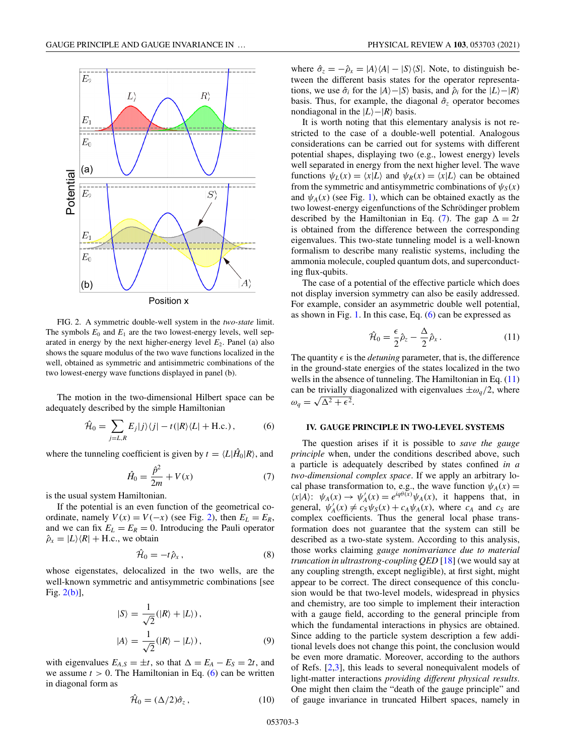FIG. 2. A symmetric double-well system in the *two-state* limit. The symbols $E_0$ and $E_1$ are the two lowest-energy levels, well separated in energy by the next higher-energy level $E_2$. Panel (a) also shows the square modulus of the two wave functions localized in the well, obtained as symmetric and antisimmetric combinations of the two lowest-energy wave functions displayed in panel (b).

The motion in the two-dimensional Hilbert space can be adequately described by the simple Hamiltonian

$$\hat{\mathcal{H}}_0 = \sum_{j=L,R} E_j |j\rangle\langle j| - t(|R\rangle\langle L| + \text{H.c.})\,, \tag{6}$$

where the tunneling coefficient is given by $t = \langle L|\hat{H}_0|R\rangle$, and

$$\hat{H}_0 = \frac{\hat{p}^2}{2m} + V(x) \tag{7}$$

is the usual system Hamiltonian.

If the potential is an even function of the geometrical coordinate, namely $V(x) = V(-x)$ (see Fig. 2), then $E_L = E_R$, and we can fix $E_L = E_R = 0$. Introducing the Pauli operator $\hat{\rho}_x = |L\rangle\langle R| + \text{H.c.}$, we obtain

$$\hat{\mathcal{H}}_0 = -t\hat{\rho}_x\,, \tag{8}$$

whose eigenstates, delocalized in the two wells, are the well-known symmetric and antisymmetric combinations [see Fig. 2(b)],

$$|S\rangle = \frac{1}{\sqrt{2}}(|R\rangle + |L\rangle)\,,$$

$$|A\rangle = \frac{1}{\sqrt{2}}(|R\rangle - |L\rangle)\,, \tag{9}$$

with eigenvalues $E_{A,S} = \pm t$, so that $\Delta = E_A - E_S = 2t$, and we assume $t > 0$. The Hamiltonian in Eq. (6) can be written in diagonal form as

$$\hat{\mathcal{H}}_0 = (\Delta/2)\hat{\sigma}_z\,, \tag{10}$$

where $\hat{\sigma}_z = -\hat{\rho}_x = |A\rangle\langle A| - |S\rangle\langle S|$. Note, to distinguish between the different basis states for the operator representations, we use $\hat{\sigma}_i$ for the $|A\rangle - |S\rangle$ basis, and $\hat{\rho}_i$ for the $|L\rangle - |R\rangle$ basis. Thus, for example, the diagonal $\hat{\sigma}_z$ operator becomes nondiagonal in the $|L\rangle - |R\rangle$ basis.

It is worth noting that this elementary analysis is not restricted to the case of a double-well potential. Analogous considerations can be carried out for systems with different potential shapes, displaying two (e.g., lowest energy) levels well separated in energy from the next higher level. The wave functions $\psi_L(x) = \langle x|L\rangle$ and $\psi_R(x) = \langle x|L\rangle$ can be obtained from the symmetric and antisymmetric combinations of $\psi_S(x)$ and $\psi_A(x)$ (see Fig. 1), which can be obtained exactly as the two lowest-energy eigenfunctions of the Schrödinger problem described by the Hamiltonian in Eq. (7). The gap $\Delta = 2t$ is obtained from the difference between the corresponding eigenvalues. This two-state tunneling model is a well-known formalism to describe many realistic systems, including the ammonia molecule, coupled quantum dots, and superconducting flux-qubits.

The case of a potential of the effective particle which does not display inversion symmetry can also be easily addressed. For example, consider an asymmetric double well potential, as shown in Fig. 1. In this case, Eq. (6) can be expressed as

$$\hat{\mathcal{H}}_0 = \frac{\epsilon}{2}\hat{\rho}_z - \frac{\Delta}{2}\hat{\rho}_x\,. \tag{11}$$

The quantity $\epsilon$ is the *detuning* parameter, that is, the difference in the ground-state energies of the states localized in the two wells in the absence of tunneling. The Hamiltonian in Eq. (11) can be trivially diagonalized with eigenvalues $\pm\omega_q/2$, where $\omega_q = \sqrt{\Delta^2 + \epsilon^2}$.

## IV. GAUGE PRINCIPLE IN TWO-LEVEL SYSTEMS

The question arises if it is possible to *save the gauge principle* when, under the conditions described above, such a particle is adequately described by states confined *in a two-dimensional complex space*. If we apply an arbitrary local phase transformation to, e.g., the wave function $\psi_A(x) = \langle x|A\rangle$: $\psi_A(x) \to \psi'_A(x) = e^{iq\theta(x)}\psi_A(x)$, it happens that, in general, $\psi'_A(x) \neq c_S\psi_S(x) + c_A\psi_A(x)$, where $c_A$ and $c_S$ are complex coefficients. Thus the general local phase transformation does not guarantee that the system can still be described as a two-state system. According to this analysis, those works claiming *gauge noninvariance due to material truncation in ultrastrong-coupling QED* [18] (we would say at any coupling strength, except negligible), at first sight, might appear to be correct. The direct consequence of this conclusion would be that two-level models, widespread in physics and chemistry, are too simple to implement their interaction with a gauge field, according to the general principle from which the fundamental interactions in physics are obtained. Since adding to the particle system description a few additional levels does not change this point, the conclusion would be even more dramatic. Moreover, according to the authors of Refs. [2,3], this leads to several nonequivalent models of light-matter interactions *providing different physical results*. One might then claim the "death of the gauge principle" and of gauge invariance in truncated Hilbert spaces, namely in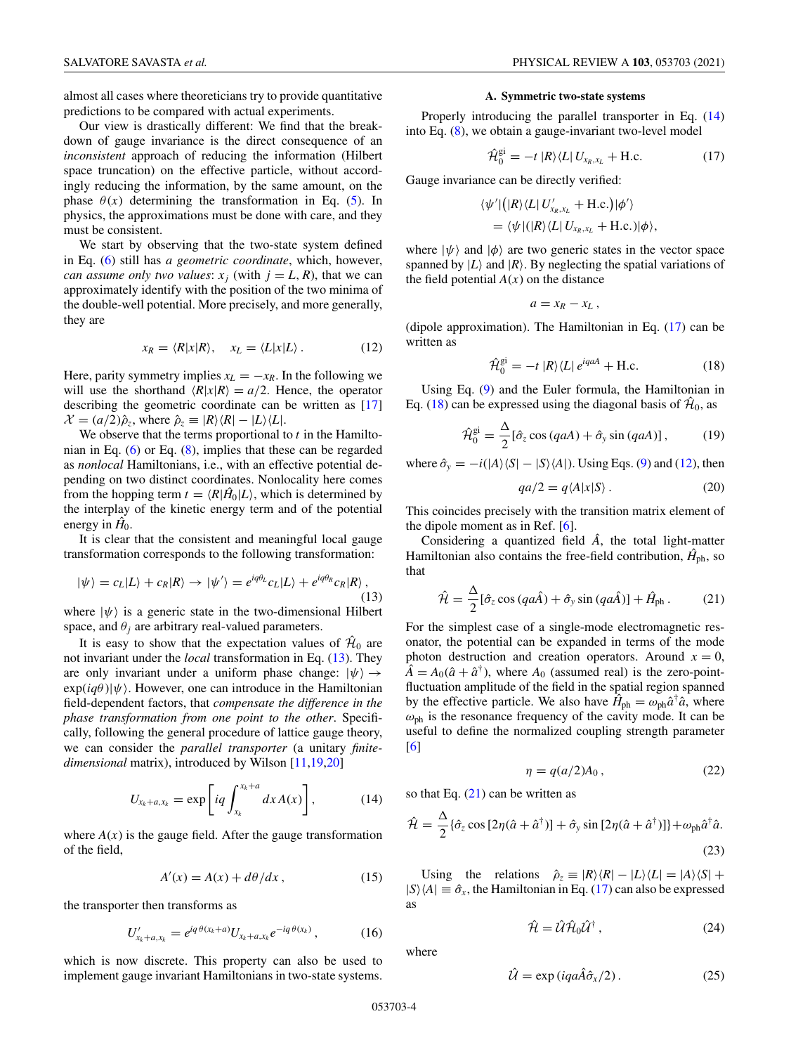almost all cases where theoreticians try to provide quantitative predictions to be compared with actual experiments.

Our view is drastically different: We find that the breakdown of gauge invariance is the direct consequence of an *inconsistent* approach of reducing the information (Hilbert space truncation) on the effective particle, without accordingly reducing the information, by the same amount, on the phase $\theta(x)$ determining the transformation in Eq. (5). In physics, the approximations must be done with care, and they must be consistent.

We start by observing that the two-state system defined in Eq. (6) still has *a geometric coordinate*, which, however, *can assume only two values*: $x_j$ (with $j = L, R$), that we can approximately identify with the position of the two minima of the double-well potential. More precisely, and more generally, they are

$$x_R = \langle R|x|R\rangle, \quad x_L = \langle L|x|L\rangle\,. \tag{12}$$

Here, parity symmetry implies $x_L = -x_R$. In the following we will use the shorthand $\langle R|x|R\rangle = a/2$. Hence, the operator describing the geometric coordinate can be written as [17] $\mathcal{X} = (a/2)\hat{\rho}_z$, where $\hat{\rho}_z \equiv |R\rangle\langle R| - |L\rangle\langle L|$.

We observe that the terms proportional to $t$ in the Hamiltonian in Eq. (6) or Eq. (8), implies that these can be regarded as *nonlocal* Hamiltonians, i.e., with an effective potential depending on two distinct coordinates. Nonlocality here comes from the hopping term $t = \langle R|\hat{H}_0|L\rangle$, which is determined by the interplay of the kinetic energy term and of the potential energy in $\hat{H}_0$.

It is clear that the consistent and meaningful local gauge transformation corresponds to the following transformation:

$$|\psi\rangle = c_L|L\rangle + c_R|R\rangle \to |\psi'\rangle = e^{iq\theta_L}c_L|L\rangle + e^{iq\theta_R}c_R|R\rangle\,, \tag{13}$$

where $|\psi\rangle$ is a generic state in the two-dimensional Hilbert space, and $\theta_j$ are arbitrary real-valued parameters.

It is easy to show that the expectation values of $\hat{\mathcal{H}}_0$ are not invariant under the *local* transformation in Eq. (13). They are only invariant under a uniform phase change: $|\psi\rangle \to \exp(iq\theta)|\psi\rangle$. However, one can introduce in the Hamiltonian field-dependent factors, that *compensate the difference in the phase transformation from one point to the other*. Specifically, following the general procedure of lattice gauge theory, we can consider the *parallel transporter* (a unitary *finite-dimensional* matrix), introduced by Wilson [11,19,20]

$$U_{x_k+a,x_k} = \exp\left[iq\int_{x_k}^{x_k+a} dx\, A(x)\right], \tag{14}$$

where $A(x)$ is the gauge field. After the gauge transformation of the field,

$$A'(x) = A(x) + d\theta/dx\,, \tag{15}$$

the transporter then transforms as

$$U'_{x_k+a,x_k} = e^{iq\,\theta(x_k+a)}U_{x_k+a,x_k}e^{-iq\,\theta(x_k)}\,, \tag{16}$$

which is now discrete. This property can also be used to implement gauge invariant Hamiltonians in two-state systems.

### A. Symmetric two-state systems

Properly introducing the parallel transporter in Eq. (14) into Eq. (8), we obtain a gauge-invariant two-level model

$$\hat{\mathcal{H}}_0^{\text{gi}} = -t\,|R\rangle\langle L|\,U_{x_R,x_L} + \text{H.c.} \tag{17}$$

Gauge invariance can be directly verified:

$$\begin{aligned}&\langle\psi'|\big(|R\rangle\langle L|\,U'_{x_R,x_L} + \text{H.c.}\big)|\phi'\rangle \\ &\quad = \langle\psi|(|R\rangle\langle L|\,U_{x_R,x_L} + \text{H.c.})|\phi\rangle,\end{aligned}$$

where $|\psi\rangle$ and $|\phi\rangle$ are two generic states in the vector space spanned by $|L\rangle$ and $|R\rangle$. By neglecting the spatial variations of the field potential $A(x)$ on the distance

$$a = x_R - x_L\,,$$

(dipole approximation). The Hamiltonian in Eq. (17) can be written as

$$\hat{\mathcal{H}}_0^{\text{gi}} = -t\,|R\rangle\langle L|\,e^{iqaA} + \text{H.c.} \tag{18}$$

Using Eq. (9) and the Euler formula, the Hamiltonian in Eq. (18) can be expressed using the diagonal basis of $\hat{\mathcal{H}}_0$, as

$$\hat{\mathcal{H}}_0^{\text{gi}} = \frac{\Delta}{2}[\hat{\sigma}_z\cos{(qaA)} + \hat{\sigma}_y\sin{(qaA)}]\,, \tag{19}$$

where $\hat{\sigma}_y = -i(|A\rangle\langle S| - |S\rangle\langle A|)$. Using Eqs. (9) and (12), then

$$qa/2 = q\langle A|x|S\rangle\,. \tag{20}$$

This coincides precisely with the transition matrix element of the dipole moment as in Ref. [6].

Considering a quantized field $\hat{A}$, the total light-matter Hamiltonian also contains the free-field contribution, $\hat{H}_{\text{ph}}$, so that

$$\hat{\mathcal{H}} = \frac{\Delta}{2}[\hat{\sigma}_z\cos{(qa\hat{A})} + \hat{\sigma}_y\sin{(qa\hat{A})}] + \hat{H}_{\text{ph}}\,. \tag{21}$$

For the simplest case of a single-mode electromagnetic resonator, the potential can be expanded in terms of the mode photon destruction and creation operators. Around $x = 0$, $\hat{A} = A_0(\hat{a} + \hat{a}^\dagger)$, where $A_0$ (assumed real) is the zero-point-fluctuation amplitude of the field in the spatial region spanned by the effective particle. We also have $\hat{H}_{\text{ph}} = \omega_{\text{ph}}\hat{a}^\dagger\hat{a}$, where $\omega_{\text{ph}}$ is the resonance frequency of the cavity mode. It can be useful to define the normalized coupling strength parameter [6]

$$\eta = q(a/2)A_0\,, \tag{22}$$

so that Eq. (21) can be written as

$$\hat{\mathcal{H}} = \frac{\Delta}{2}\{\hat{\sigma}_z\cos{[2\eta(\hat{a}+\hat{a}^\dagger)]} + \hat{\sigma}_y\sin{[2\eta(\hat{a}+\hat{a}^\dagger)]}\} + \omega_{\text{ph}}\hat{a}^\dagger\hat{a}. \tag{23}$$

Using the relations $\hat{\rho}_z \equiv |R\rangle\langle R| - |L\rangle\langle L| = |A\rangle\langle S| + |S\rangle\langle A| \equiv \hat{\sigma}_x$, the Hamiltonian in Eq. (17) can also be expressed as

$$\hat{\mathcal{H}} = \hat{\mathcal{U}}\hat{\mathcal{H}}_0\hat{\mathcal{U}}^\dagger\,, \tag{24}$$

where

$$\hat{\mathcal{U}} = \exp{(iqa\hat{A}\hat{\sigma}_x/2)}\,. \tag{25}$$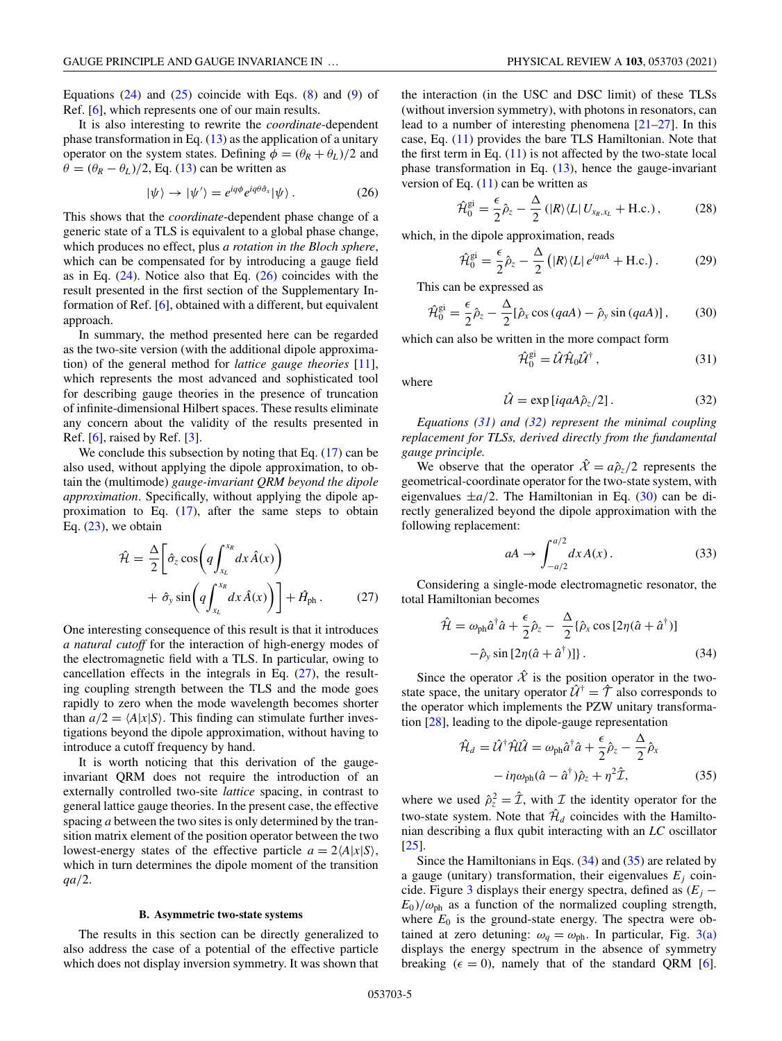Equations (24) and (25) coincide with Eqs. (8) and (9) of Ref. [6], which represents one of our main results.

It is also interesting to rewrite the *coordinate*-dependent phase transformation in Eq. (13) as the application of a unitary operator on the system states. Defining $\phi = (\theta_R + \theta_L)/2$ and $\theta = (\theta_R - \theta_L)/2$, Eq. (13) can be written as

$$|\psi\rangle \to |\psi'\rangle = e^{iq\phi} e^{iq\theta\hat{\sigma}_x}|\psi\rangle\,. \tag{26}$$

This shows that the *coordinate*-dependent phase change of a generic state of a TLS is equivalent to a global phase change, which produces no effect, plus *a rotation in the Bloch sphere*, which can be compensated for by introducing a gauge field as in Eq. (24). Notice also that Eq. (26) coincides with the result presented in the first section of the Supplementary Information of Ref. [6], obtained with a different, but equivalent approach.

In summary, the method presented here can be regarded as the two-site version (with the additional dipole approximation) of the general method for *lattice gauge theories* [11], which represents the most advanced and sophisticated tool for describing gauge theories in the presence of truncation of infinite-dimensional Hilbert spaces. These results eliminate any concern about the validity of the results presented in Ref. [6], raised by Ref. [3].

We conclude this subsection by noting that Eq. (17) can be also used, without applying the dipole approximation, to obtain the (multimode) *gauge-invariant QRM beyond the dipole approximation*. Specifically, without applying the dipole approximation to Eq. (17), after the same steps to obtain Eq. (23), we obtain

$$\hat{\mathcal{H}} = \frac{\Delta}{2}\left[\hat{\sigma}_z \cos\left(q\int_{x_L}^{x_R} dx\,\hat{A}(x)\right) + \hat{\sigma}_y \sin\left(q\int_{x_L}^{x_R} dx\,\hat{A}(x)\right)\right] + \hat{H}_{\rm ph}\,. \tag{27}$$

One interesting consequence of this result is that it introduces *a natural cutoff* for the interaction of high-energy modes of the electromagnetic field with a TLS. In particular, owing to cancellation effects in the integrals in Eq. (27), the resulting coupling strength between the TLS and the mode goes rapidly to zero when the mode wavelength becomes shorter than $a/2 = \langle A|x|S\rangle$. This finding can stimulate further investigations beyond the dipole approximation, without having to introduce a cutoff frequency by hand.

It is worth noticing that this derivation of the gauge-invariant QRM does not require the introduction of an externally controlled two-site *lattice* spacing, in contrast to general lattice gauge theories. In the present case, the effective spacing $a$ between the two sites is only determined by the transition matrix element of the position operator between the two lowest-energy states of the effective particle $a = 2\langle A|x|S\rangle$, which in turn determines the dipole moment of the transition $qa/2$.

### B. Asymmetric two-state systems

The results in this section can be directly generalized to also address the case of a potential of the effective particle which does not display inversion symmetry. It was shown that the interaction (in the USC and DSC limit) of these TLSs (without inversion symmetry), with photons in resonators, can lead to a number of interesting phenomena [21–27]. In this case, Eq. (11) provides the bare TLS Hamiltonian. Note that the first term in Eq. (11) is not affected by the two-state local phase transformation in Eq. (13), hence the gauge-invariant version of Eq. (11) can be written as

$$\hat{\mathcal{H}}_0^{\rm gi} = \frac{\epsilon}{2}\hat{\rho}_z - \frac{\Delta}{2}\left(|R\rangle\langle L|\,U_{x_R,x_L} + {\rm H.c.}\right), \tag{28}$$

which, in the dipole approximation, reads

$$\hat{\mathcal{H}}_0^{\rm gi} = \frac{\epsilon}{2}\hat{\rho}_z - \frac{\Delta}{2}\left(|R\rangle\langle L|\,e^{iqaA} + {\rm H.c.}\right). \tag{29}$$

This can be expressed as

$$\hat{\mathcal{H}}_0^{\rm gi} = \frac{\epsilon}{2}\hat{\rho}_z - \frac{\Delta}{2}[\hat{\rho}_x\cos(qaA) - \hat{\rho}_y\sin(qaA)]\,, \tag{30}$$

which can also be written in the more compact form

$$\hat{\mathcal{H}}_0^{\rm gi} = \hat{\mathcal{U}}\hat{\mathcal{H}}_0\hat{\mathcal{U}}^\dagger\,, \tag{31}$$

where

$$\hat{\mathcal{U}} = \exp[iqaA\hat{\rho}_z/2]\,. \tag{32}$$

*Equations (31) and (32) represent the minimal coupling replacement for TLSs, derived directly from the fundamental gauge principle.*

We observe that the operator $\hat{\mathcal{X}} = a\hat{\rho}_z/2$ represents the geometrical-coordinate operator for the two-state system, with eigenvalues $\pm a/2$. The Hamiltonian in Eq. (30) can be directly generalized beyond the dipole approximation with the following replacement:

$$aA \to \int_{-a/2}^{a/2} dx\,A(x)\,. \tag{33}$$

Considering a single-mode electromagnetic resonator, the total Hamiltonian becomes

$$\hat{\mathcal{H}} = \omega_{\rm ph}\hat{a}^\dagger\hat{a} + \frac{\epsilon}{2}\hat{\rho}_z - \frac{\Delta}{2}\{\hat{\rho}_x\cos[2\eta(\hat{a}+\hat{a}^\dagger)] - \hat{\rho}_y\sin[2\eta(\hat{a}+\hat{a}^\dagger)]\}\,. \tag{34}$$

Since the operator $\hat{\mathcal{X}}$ is the position operator in the two-state space, the unitary operator $\hat{\mathcal{U}}^\dagger = \hat{\mathcal{T}}$ also corresponds to the operator which implements the PZW unitary transformation [28], leading to the dipole-gauge representation

$$\hat{\mathcal{H}}_d = \hat{\mathcal{U}}^\dagger\hat{\mathcal{H}}\hat{\mathcal{U}} = \omega_{\rm ph}\hat{a}^\dagger\hat{a} + \frac{\epsilon}{2}\hat{\rho}_z - \frac{\Delta}{2}\hat{\rho}_x - i\eta\omega_{\rm ph}(\hat{a}-\hat{a}^\dagger)\hat{\rho}_z + \eta^2\hat{\mathcal{I}}, \tag{35}$$

where we used $\hat{\rho}_z^2 = \hat{\mathcal{I}}$, with $\mathcal{I}$ the identity operator for the two-state system. Note that $\hat{\mathcal{H}}_d$ coincides with the Hamiltonian describing a flux qubit interacting with an $LC$ oscillator [25].

Since the Hamiltonians in Eqs. (34) and (35) are related by a gauge (unitary) transformation, their eigenvalues $E_j$ coincide. Figure 3 displays their energy spectra, defined as $(E_j - E_0)/\omega_{\rm ph}$ as a function of the normalized coupling strength, where $E_0$ is the ground-state energy. The spectra were obtained at zero detuning: $\omega_q = \omega_{\rm ph}$. In particular, Fig. 3(a) displays the energy spectrum in the absence of symmetry breaking ($\epsilon = 0$), namely that of the standard QRM [6].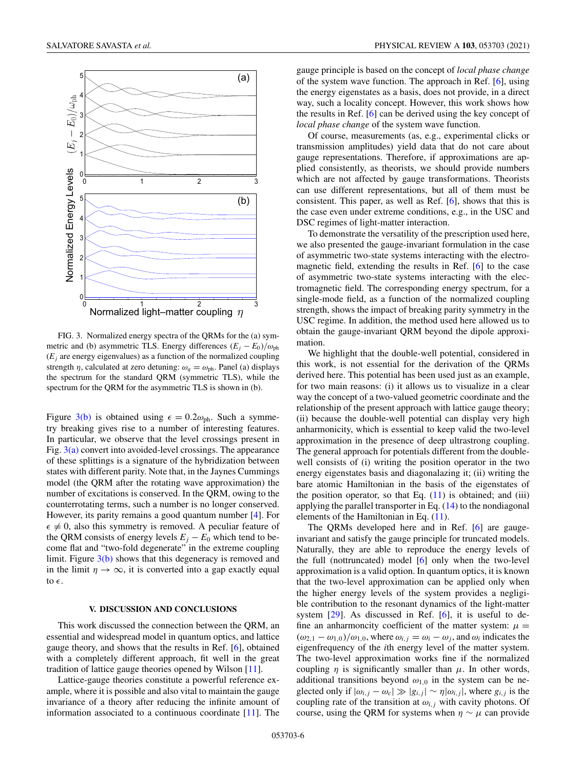FIG. 3. Normalized energy spectra of the QRMs for the (a) symmetric and (b) asymmetric TLS. Energy differences $(E_j - E_0)/\omega_{\rm ph}$ ($E_j$ are energy eigenvalues) as a function of the normalized coupling strength $\eta$, calculated at zero detuning: $\omega_q = \omega_{\rm ph}$. Panel (a) displays the spectrum for the standard QRM (symmetric TLS), while the spectrum for the QRM for the asymmetric TLS is shown in (b).

Figure 3(b) is obtained using $\epsilon = 0.2\omega_{\rm ph}$. Such a symmetry breaking gives rise to a number of interesting features. In particular, we observe that the level crossings present in Fig. 3(a) convert into avoided-level crossings. The appearance of these splittings is a signature of the hybridization between states with different parity. Note that, in the Jaynes Cummings model (the QRM after the rotating wave approximation) the number of excitations is conserved. In the QRM, owing to the counterrotating terms, such a number is no longer conserved. However, its parity remains a good quantum number [4]. For $\epsilon \neq 0$, also this symmetry is removed. A peculiar feature of the QRM consists of energy levels $E_j - E_0$ which tend to become flat and "two-fold degenerate" in the extreme coupling limit. Figure 3(b) shows that this degeneracy is removed and in the limit $\eta \to \infty$, it is converted into a gap exactly equal to $\epsilon$.

## V. DISCUSSION AND CONCLUSIONS

This work discussed the connection between the QRM, an essential and widespread model in quantum optics, and lattice gauge theory, and shows that the results in Ref. [6], obtained with a completely different approach, fit well in the great tradition of lattice gauge theories opened by Wilson [11].

Lattice-gauge theories constitute a powerful reference example, where it is possible and also vital to maintain the gauge invariance of a theory after reducing the infinite amount of information associated to a continuous coordinate [11]. The gauge principle is based on the concept of *local phase change* of the system wave function. The approach in Ref. [6], using the energy eigenstates as a basis, does not provide, in a direct way, such a locality concept. However, this work shows how the results in Ref. [6] can be derived using the key concept of *local phase change* of the system wave function.

Of course, measurements (as, e.g., experimental clicks or transmission amplitudes) yield data that do not care about gauge representations. Therefore, if approximations are applied consistently, as theorists, we should provide numbers which are not affected by gauge transformations. Theorists can use different representations, but all of them must be consistent. This paper, as well as Ref. [6], shows that this is the case even under extreme conditions, e.g., in the USC and DSC regimes of light-matter interaction.

To demonstrate the versatility of the prescription used here, we also presented the gauge-invariant formulation in the case of asymmetric two-state systems interacting with the electromagnetic field, extending the results in Ref. [6] to the case of asymmetric two-state systems interacting with the electromagnetic field. The corresponding energy spectrum, for a single-mode field, as a function of the normalized coupling strength, shows the impact of breaking parity symmetry in the USC regime. In addition, the method used here allowed us to obtain the gauge-invariant QRM beyond the dipole approximation.

We highlight that the double-well potential, considered in this work, is not essential for the derivation of the QRMs derived here. This potential has been used just as an example, for two main reasons: (i) it allows us to visualize in a clear way the concept of a two-valued geometric coordinate and the relationship of the present approach with lattice gauge theory; (ii) because the double-well potential can display very high anharmonicity, which is essential to keep valid the two-level approximation in the presence of deep ultrastrong coupling. The general approach for potentials different from the double-well consists of (i) writing the position operator in the two energy eigenstates basis and diagonalazing it; (ii) writing the bare atomic Hamiltonian in the basis of the eigenstates of the position operator, so that Eq. (11) is obtained; and (iii) applying the parallel transporter in Eq. (14) to the nondiagonal elements of the Hamiltonian in Eq. (11).

The QRMs developed here and in Ref. [6] are gauge-invariant and satisfy the gauge principle for truncated models. Naturally, they are able to reproduce the energy levels of the full (nottruncated) model [6] only when the two-level approximation is a valid option. In quantum optics, it is known that the two-level approximation can be applied only when the higher energy levels of the system provides a negligible contribution to the resonant dynamics of the light-matter system [29]. As discussed in Ref. [6], it is useful to define an anharmoncity coefficient of the matter system: $\mu = (\omega_{2,1} - \omega_{1,0})/\omega_{1,0}$, where $\omega_{i,j} = \omega_i - \omega_j$, and $\omega_i$ indicates the eigenfrequency of the $i$th energy level of the matter system. The two-level approximation works fine if the normalized coupling $\eta$ is significantly smaller than $\mu$. In other words, additional transitions beyond $\omega_{1,0}$ in the system can be neglected only if $|\omega_{i,j} - \omega_c| \gg |g_{i,j}| \sim \eta|\omega_{i,j}|$, where $g_{i,j}$ is the coupling rate of the transition at $\omega_{i,j}$ with cavity photons. Of course, using the QRM for systems when $\eta \sim \mu$ can provide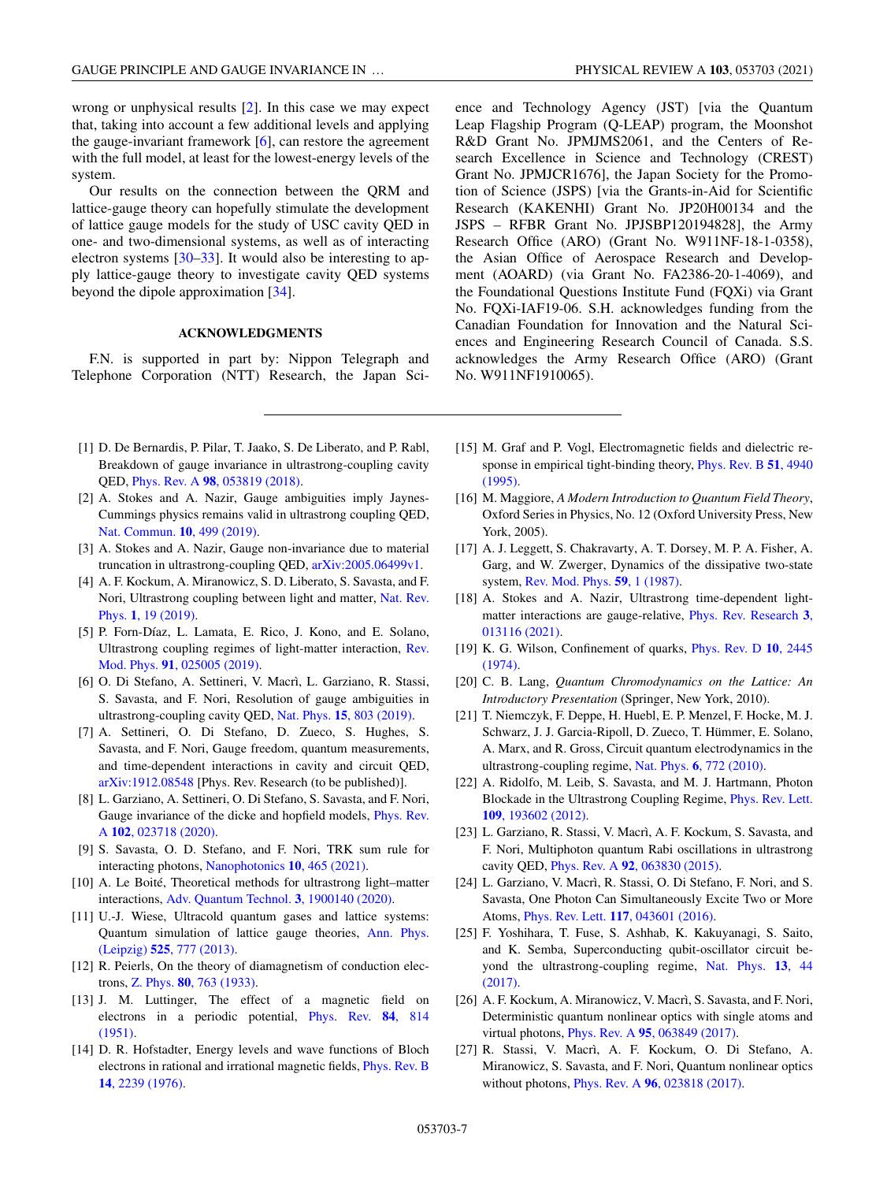wrong or unphysical results [2]. In this case we may expect that, taking into account a few additional levels and applying the gauge-invariant framework [6], can restore the agreement with the full model, at least for the lowest-energy levels of the system.

Our results on the connection between the QRM and lattice-gauge theory can hopefully stimulate the development of lattice gauge models for the study of USC cavity QED in one- and two-dimensional systems, as well as of interacting electron systems [30–33]. It would also be interesting to apply lattice-gauge theory to investigate cavity QED systems beyond the dipole approximation [34].

## ACKNOWLEDGMENTS

F.N. is supported in part by: Nippon Telegraph and Telephone Corporation (NTT) Research, the Japan Science and Technology Agency (JST) [via the Quantum Leap Flagship Program (Q-LEAP) program, the Moonshot R&D Grant No. JPMJMS2061, and the Centers of Research Excellence in Science and Technology (CREST) Grant No. JPMJCR1676], the Japan Society for the Promotion of Science (JSPS) [via the Grants-in-Aid for Scientific Research (KAKENHI) Grant No. JP20H00134 and the JSPS – RFBR Grant No. JPJSBP120194828], the Army Research Office (ARO) (Grant No. W911NF-18-1-0358), the Asian Office of Aerospace Research and Development (AOARD) (via Grant No. FA2386-20-1-4069), and the Foundational Questions Institute Fund (FQXi) via Grant No. FQXi-IAF19-06. S.H. acknowledges funding from the Canadian Foundation for Innovation and the Natural Sciences and Engineering Research Council of Canada. S.S. acknowledges the Army Research Office (ARO) (Grant No. W911NF1910065).

---

[1] D. De Bernardis, P. Pilar, T. Jaako, S. De Liberato, and P. Rabl, Breakdown of gauge invariance in ultrastrong-coupling cavity QED, Phys. Rev. A **98**, 053819 (2018).

[2] A. Stokes and A. Nazir, Gauge ambiguities imply Jaynes-Cummings physics remains valid in ultrastrong coupling QED, Nat. Commun. **10**, 499 (2019).

[3] A. Stokes and A. Nazir, Gauge non-invariance due to material truncation in ultrastrong-coupling QED, arXiv:2005.06499v1.

[4] A. F. Kockum, A. Miranowicz, S. D. Liberato, S. Savasta, and F. Nori, Ultrastrong coupling between light and matter, Nat. Rev. Phys. **1**, 19 (2019).

[5] P. Forn-Díaz, L. Lamata, E. Rico, J. Kono, and E. Solano, Ultrastrong coupling regimes of light-matter interaction, Rev. Mod. Phys. **91**, 025005 (2019).

[6] O. Di Stefano, A. Settineri, V. Macrì, L. Garziano, R. Stassi, S. Savasta, and F. Nori, Resolution of gauge ambiguities in ultrastrong-coupling cavity QED, Nat. Phys. **15**, 803 (2019).

[7] A. Settineri, O. Di Stefano, D. Zueco, S. Hughes, S. Savasta, and F. Nori, Gauge freedom, quantum measurements, and time-dependent interactions in cavity and circuit QED, arXiv:1912.08548 [Phys. Rev. Research (to be published)].

[8] L. Garziano, A. Settineri, O. Di Stefano, S. Savasta, and F. Nori, Gauge invariance of the dicke and hopfield models, Phys. Rev. A **102**, 023718 (2020).

[9] S. Savasta, O. D. Stefano, and F. Nori, TRK sum rule for interacting photons, Nanophotonics **10**, 465 (2021).

[10] A. Le Boité, Theoretical methods for ultrastrong light–matter interactions, Adv. Quantum Technol. **3**, 1900140 (2020).

[11] U.-J. Wiese, Ultracold quantum gases and lattice systems: Quantum simulation of lattice gauge theories, Ann. Phys. (Leipzig) **525**, 777 (2013).

[12] R. Peierls, On the theory of diamagnetism of conduction electrons, Z. Phys. **80**, 763 (1933).

[13] J. M. Luttinger, The effect of a magnetic field on electrons in a periodic potential, Phys. Rev. **84**, 814 (1951).

[14] D. R. Hofstadter, Energy levels and wave functions of Bloch electrons in rational and irrational magnetic fields, Phys. Rev. B **14**, 2239 (1976).

[15] M. Graf and P. Vogl, Electromagnetic fields and dielectric response in empirical tight-binding theory, Phys. Rev. B **51**, 4940 (1995).

[16] M. Maggiore, *A Modern Introduction to Quantum Field Theory*, Oxford Series in Physics, No. 12 (Oxford University Press, New York, 2005).

[17] A. J. Leggett, S. Chakravarty, A. T. Dorsey, M. P. A. Fisher, A. Garg, and W. Zwerger, Dynamics of the dissipative two-state system, Rev. Mod. Phys. **59**, 1 (1987).

[18] A. Stokes and A. Nazir, Ultrastrong time-dependent light-matter interactions are gauge-relative, Phys. Rev. Research **3**, 013116 (2021).

[19] K. G. Wilson, Confinement of quarks, Phys. Rev. D **10**, 2445 (1974).

[20] C. B. Lang, *Quantum Chromodynamics on the Lattice: An Introductory Presentation* (Springer, New York, 2010).

[21] T. Niemczyk, F. Deppe, H. Huebl, E. P. Menzel, F. Hocke, M. J. Schwarz, J. J. Garcia-Ripoll, D. Zueco, T. Hümmer, E. Solano, A. Marx, and R. Gross, Circuit quantum electrodynamics in the ultrastrong-coupling regime, Nat. Phys. **6**, 772 (2010).

[22] A. Ridolfo, M. Leib, S. Savasta, and M. J. Hartmann, Photon Blockade in the Ultrastrong Coupling Regime, Phys. Rev. Lett. **109**, 193602 (2012).

[23] L. Garziano, R. Stassi, V. Macrì, A. F. Kockum, S. Savasta, and F. Nori, Multiphoton quantum Rabi oscillations in ultrastrong cavity QED, Phys. Rev. A **92**, 063830 (2015).

[24] L. Garziano, V. Macrì, R. Stassi, O. Di Stefano, F. Nori, and S. Savasta, One Photon Can Simultaneously Excite Two or More Atoms, Phys. Rev. Lett. **117**, 043601 (2016).

[25] F. Yoshihara, T. Fuse, S. Ashhab, K. Kakuyanagi, S. Saito, and K. Semba, Superconducting qubit-oscillator circuit beyond the ultrastrong-coupling regime, Nat. Phys. **13**, 44 (2017).

[26] A. F. Kockum, A. Miranowicz, V. Macrì, S. Savasta, and F. Nori, Deterministic quantum nonlinear optics with single atoms and virtual photons, Phys. Rev. A **95**, 063849 (2017).

[27] R. Stassi, V. Macrì, A. F. Kockum, O. Di Stefano, A. Miranowicz, S. Savasta, and F. Nori, Quantum nonlinear optics without photons, Phys. Rev. A **96**, 023818 (2017).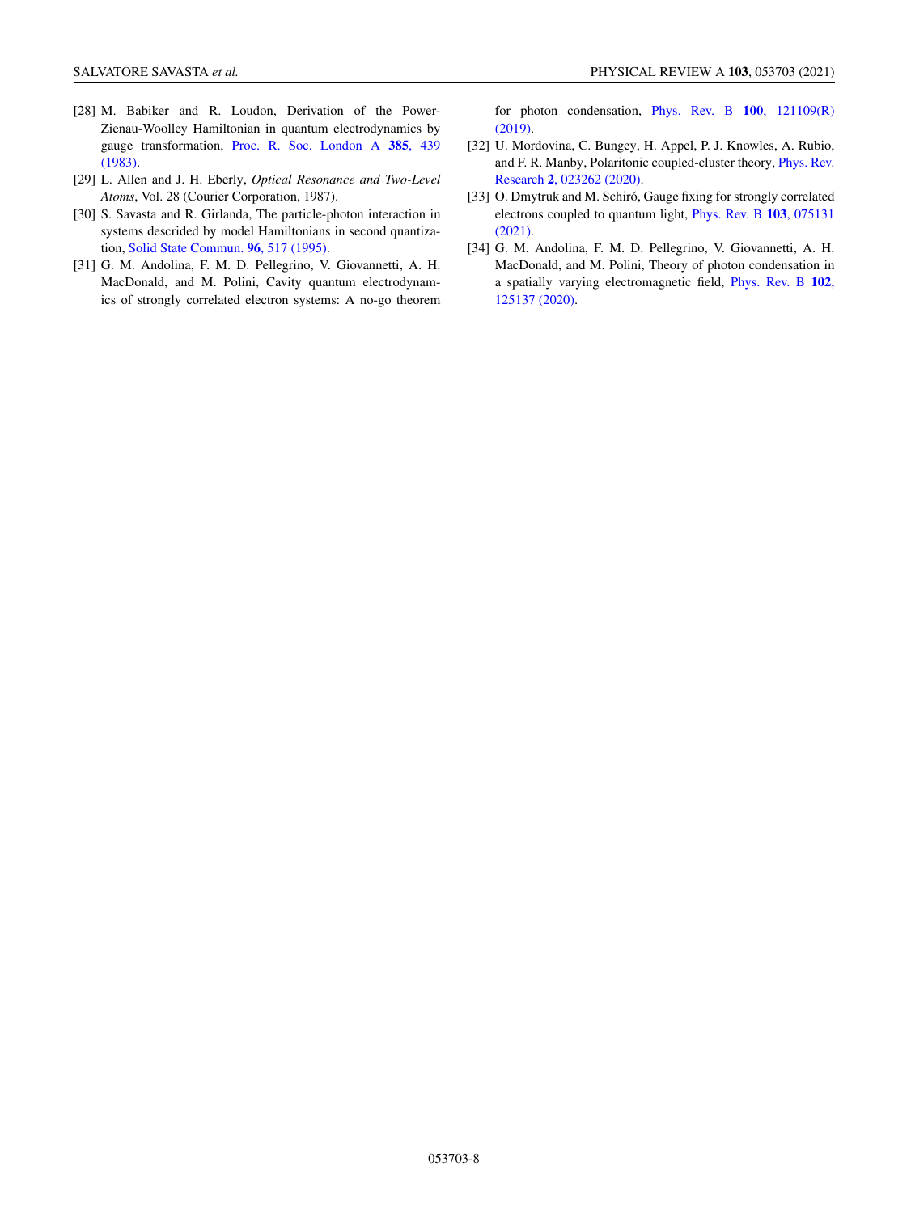[28] M. Babiker and R. Loudon, Derivation of the Power-Zienau-Woolley Hamiltonian in quantum electrodynamics by gauge transformation, Proc. R. Soc. London A **385**, 439 (1983).

[29] L. Allen and J. H. Eberly, *Optical Resonance and Two-Level Atoms*, Vol. 28 (Courier Corporation, 1987).

[30] S. Savasta and R. Girlanda, The particle-photon interaction in systems described by model Hamiltonians in second quantization, Solid State Commun. **96**, 517 (1995).

[31] G. M. Andolina, F. M. D. Pellegrino, V. Giovannetti, A. H. MacDonald, and M. Polini, Cavity quantum electrodynamics of strongly correlated electron systems: A no-go theorem for photon condensation, Phys. Rev. B **100**, 121109(R) (2019).

[32] U. Mordovina, C. Bungey, H. Appel, P. J. Knowles, A. Rubio, and F. R. Manby, Polaritonic coupled-cluster theory, Phys. Rev. Research **2**, 023262 (2020).

[33] O. Dmytruk and M. Schiró, Gauge fixing for strongly correlated electrons coupled to quantum light, Phys. Rev. B **103**, 075131 (2021).

[34] G. M. Andolina, F. M. D. Pellegrino, V. Giovannetti, A. H. MacDonald, and M. Polini, Theory of photon condensation in a spatially varying electromagnetic field, Phys. Rev. B **102**, 125137 (2020).